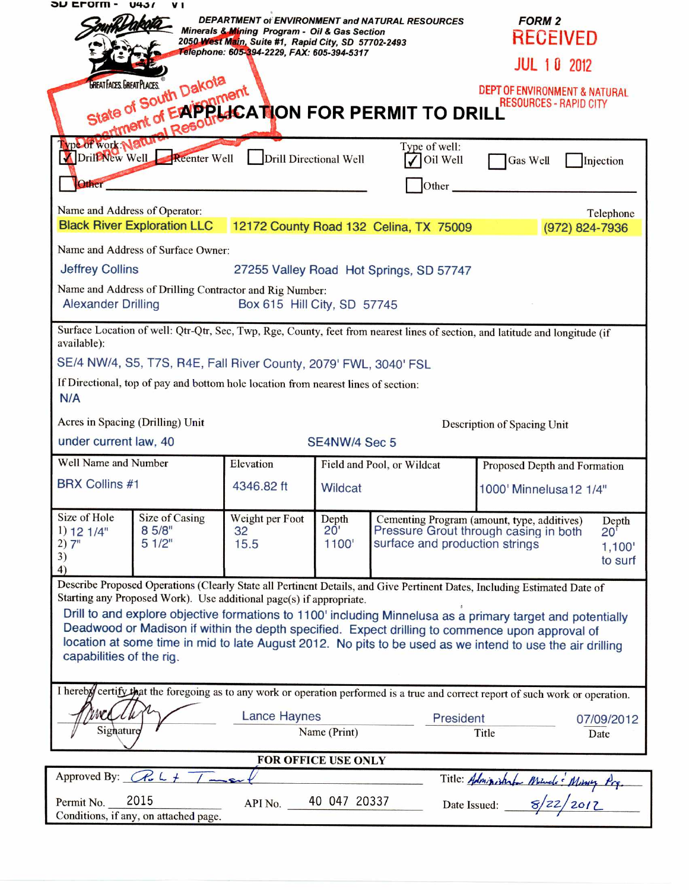SD Eform - 0437 V1

**DEPARTMENT of ENVIRONMENT and NATURAL RESOURCES**
Minerals & Mining Program - Oil & Gas Section
2050 West Main, Suite #1, Rapid City, SD 57702-2493
Telephone: 605-394-2229, FAX: 605-394-5317

**FORM 2**

RECEIVED
JUL 10 2012
DEPT OF ENVIRONMENT & NATURAL RESOURCES - RAPID CITY

State of South Dakota Department of Environment and Natural Resources

# APPLICATION FOR PERMIT TO DRILL

Type of work: ☑ Drill New Well ☐ Reenter Well ☐ Drill Directional Well ☐ Other ______

Type of well: ☑ Oil Well ☐ Gas Well ☐ Injection ☐ Other ______

Name and Address of Operator: Black River Exploration LLC 12172 County Road 132 Celina, TX 75009
Telephone: (972) 824-7936

Name and Address of Surface Owner:
Jeffrey Collins 27255 Valley Road Hot Springs, SD 57747

Name and Address of Drilling Contractor and Rig Number:
Alexander Drilling Box 615 Hill City, SD 57745

Surface Location of well: Qtr-Qtr, Sec, Twp, Rge, County, feet from nearest lines of section, and latitude and longitude (if available):
SE/4 NW/4, S5, T7S, R4E, Fall River County, 2079' FWL, 3040' FSL

If Directional, top of pay and bottom hole location from nearest lines of section:
N/A

Acres in Spacing (Drilling) Unit: under current law, 40
Description of Spacing Unit: SE4NW/4 Sec 5

| Well Name and Number | Elevation | Field and Pool, or Wildcat | Proposed Depth and Formation |
|---|---|---|---|
| BRX Collins #1 | 4346.82 ft | Wildcat | 1000' Minnelusa12 1/4" |

| Size of Hole | Size of Casing | Weight per Foot | Depth | Cementing Program (amount, type, additives) | Depth |
|---|---|---|---|---|---|
| 1) 12 1/4" | 8 5/8" | 32 | 20' | Pressure Grout through casing in both surface and production strings | 20' |
| 2) 7" | 5 1/2" | 15.5 | 1100' | | 1,100' to surf |
| 3) | | | | | |
| 4) | | | | | |

Describe Proposed Operations (Clearly State all Pertinent Details, and Give Pertinent Dates, Including Estimated Date of Starting any Proposed Work). Use additional page(s) if appropriate.

Drill to and explore objective formations to 1100' including Minnelusa as a primary target and potentially Deadwood or Madison if within the depth specified. Expect drilling to commence upon approval of location at some time in mid to late August 2012. No pits to be used as we intend to use the air drilling capabilities of the rig.

I hereby certify that the foregoing as to any work or operation performed is a true and correct report of such work or operation.

| Signature | Name (Print) | Title | Date |
|---|---|---|---|
| [signature] | Lance Haynes | President | 07/09/2012 |

**FOR OFFICE USE ONLY**

Approved By: [signature] Title: Administrator Minerals & Mining Prg.

Permit No. 2015 API No. 40 047 20337 Date Issued: 8/22/2012

Conditions, if any, on attached page.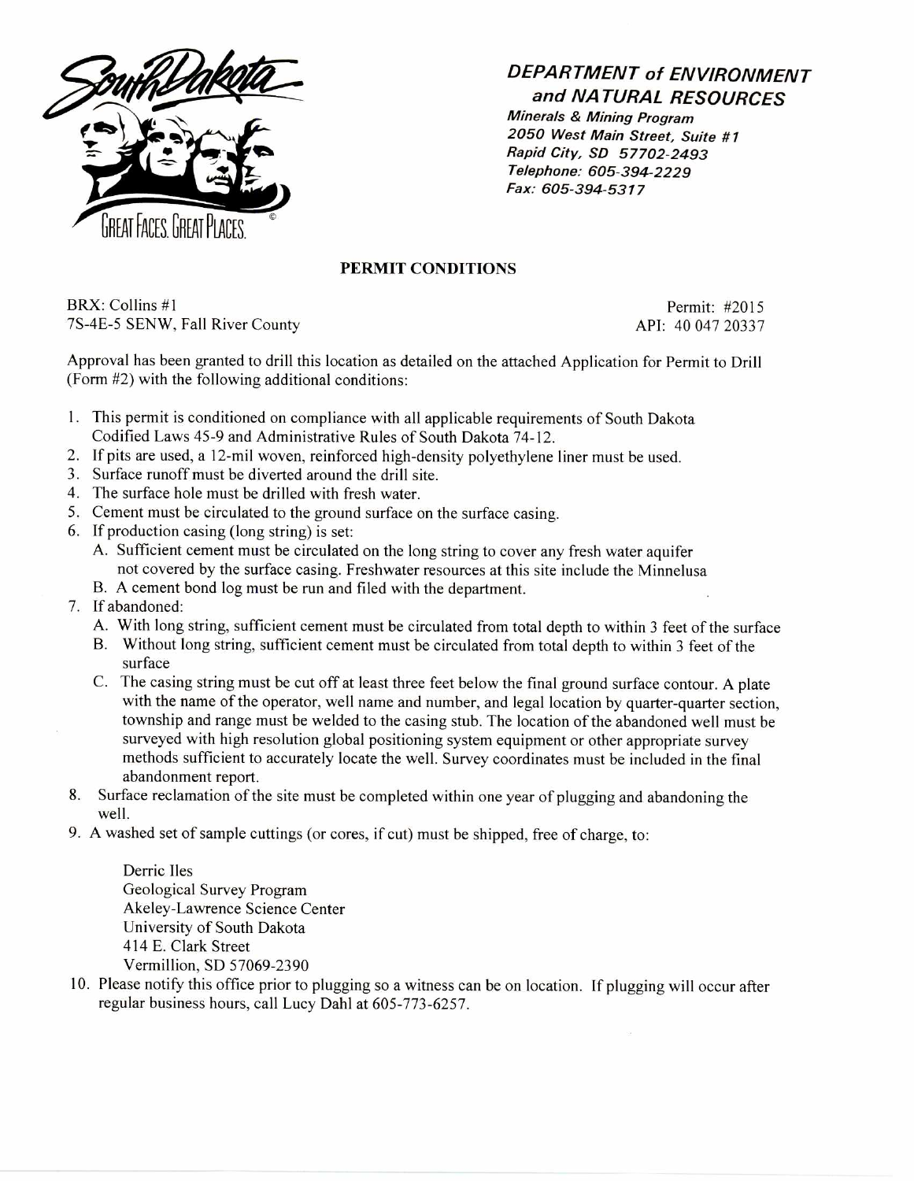**DEPARTMENT of ENVIRONMENT and NATURAL RESOURCES**

*Minerals & Mining Program*
*2050 West Main Street, Suite #1*
*Rapid City, SD 57702-2493*
*Telephone: 605-394-2229*
*Fax: 605-394-5317*

## PERMIT CONDITIONS

BRX: Collins #1
7S-4E-5 SENW, Fall River County

Permit: #2015
API: 40 047 20337

Approval has been granted to drill this location as detailed on the attached Application for Permit to Drill (Form #2) with the following additional conditions:

1. This permit is conditioned on compliance with all applicable requirements of South Dakota Codified Laws 45-9 and Administrative Rules of South Dakota 74-12.
2. If pits are used, a 12-mil woven, reinforced high-density polyethylene liner must be used.
3. Surface runoff must be diverted around the drill site.
4. The surface hole must be drilled with fresh water.
5. Cement must be circulated to the ground surface on the surface casing.
6. If production casing (long string) is set:
   A. Sufficient cement must be circulated on the long string to cover any fresh water aquifer not covered by the surface casing. Freshwater resources at this site include the Minnelusa
   B. A cement bond log must be run and filed with the department.
7. If abandoned:
   A. With long string, sufficient cement must be circulated from total depth to within 3 feet of the surface
   B. Without long string, sufficient cement must be circulated from total depth to within 3 feet of the surface
   C. The casing string must be cut off at least three feet below the final ground surface contour. A plate with the name of the operator, well name and number, and legal location by quarter-quarter section, township and range must be welded to the casing stub. The location of the abandoned well must be surveyed with high resolution global positioning system equipment or other appropriate survey methods sufficient to accurately locate the well. Survey coordinates must be included in the final abandonment report.
8. Surface reclamation of the site must be completed within one year of plugging and abandoning the well.
9. A washed set of sample cuttings (or cores, if cut) must be shipped, free of charge, to:

   Derric Iles
   Geological Survey Program
   Akeley-Lawrence Science Center
   University of South Dakota
   414 E. Clark Street
   Vermillion, SD 57069-2390

10. Please notify this office prior to plugging so a witness can be on location. If plugging will occur after regular business hours, call Lucy Dahl at 605-773-6257.